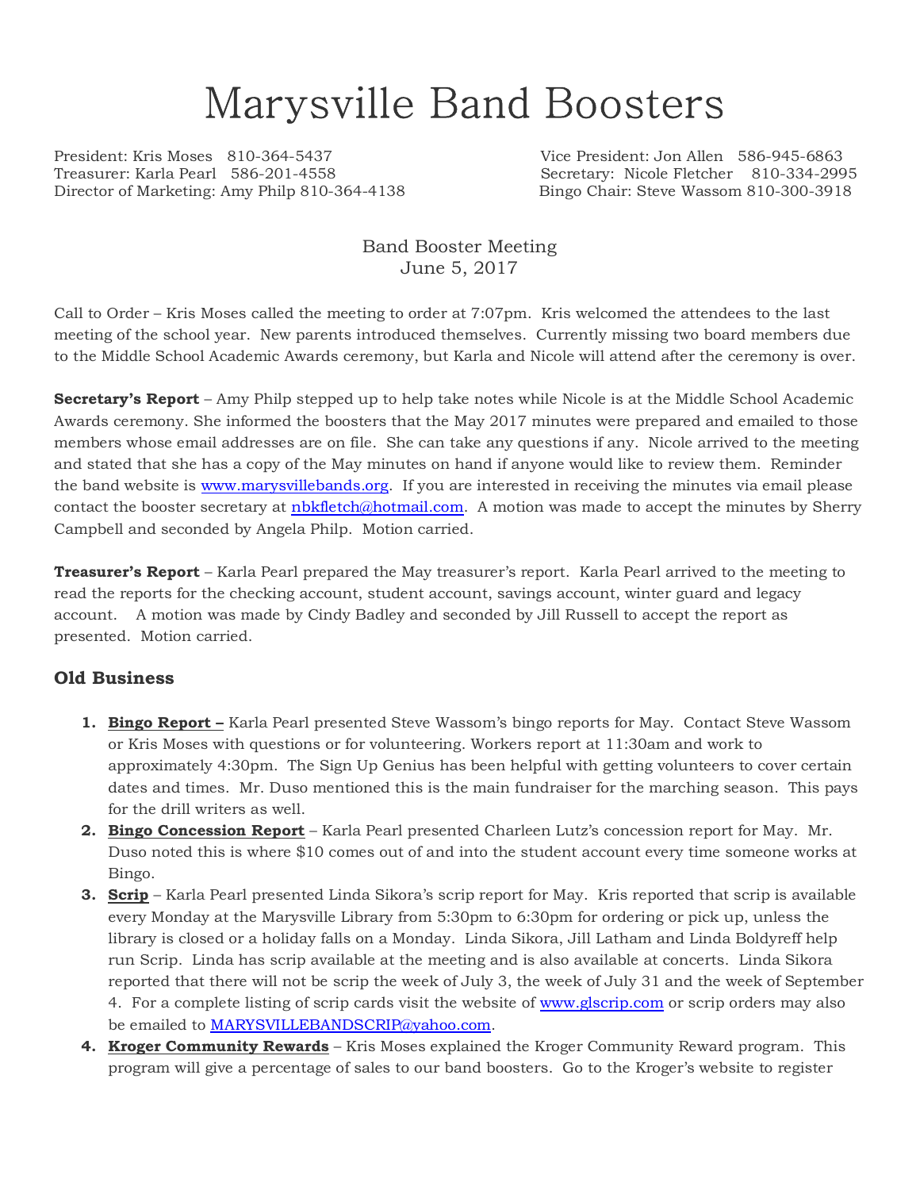# Marysville Band Boosters

President: Kris Moses 810-364-5437
Vice President: Jon Allen 586-945-6863
Treasurer: Karla Pearl 586-201-4558
Secretary: Nicole Fletcher 810-334-2995
Director of Marketing: Amy Philp 810-364-4138
Bingo Chair: Steve Wassom 810-300-3918

Band Booster Meeting
June 5, 2017

Call to Order – Kris Moses called the meeting to order at 7:07pm. Kris welcomed the attendees to the last meeting of the school year. New parents introduced themselves. Currently missing two board members due to the Middle School Academic Awards ceremony, but Karla and Nicole will attend after the ceremony is over.

**Secretary's Report** – Amy Philp stepped up to help take notes while Nicole is at the Middle School Academic Awards ceremony. She informed the boosters that the May 2017 minutes were prepared and emailed to those members whose email addresses are on file. She can take any questions if any. Nicole arrived to the meeting and stated that she has a copy of the May minutes on hand if anyone would like to review them. Reminder the band website is www.marysvillebands.org. If you are interested in receiving the minutes via email please contact the booster secretary at nbkfletch@hotmail.com. A motion was made to accept the minutes by Sherry Campbell and seconded by Angela Philp. Motion carried.

**Treasurer's Report** – Karla Pearl prepared the May treasurer's report. Karla Pearl arrived to the meeting to read the reports for the checking account, student account, savings account, winter guard and legacy account. A motion was made by Cindy Badley and seconded by Jill Russell to accept the report as presented. Motion carried.

## Old Business

1. **Bingo Report –** Karla Pearl presented Steve Wassom's bingo reports for May. Contact Steve Wassom or Kris Moses with questions or for volunteering. Workers report at 11:30am and work to approximately 4:30pm. The Sign Up Genius has been helpful with getting volunteers to cover certain dates and times. Mr. Duso mentioned this is the main fundraiser for the marching season. This pays for the drill writers as well.
2. **Bingo Concession Report** – Karla Pearl presented Charleen Lutz's concession report for May. Mr. Duso noted this is where $10 comes out of and into the student account every time someone works at Bingo.
3. **Scrip** – Karla Pearl presented Linda Sikora's scrip report for May. Kris reported that scrip is available every Monday at the Marysville Library from 5:30pm to 6:30pm for ordering or pick up, unless the library is closed or a holiday falls on a Monday. Linda Sikora, Jill Latham and Linda Boldyreff help run Scrip. Linda has scrip available at the meeting and is also available at concerts. Linda Sikora reported that there will not be scrip the week of July 3, the week of July 31 and the week of September 4. For a complete listing of scrip cards visit the website of www.glscrip.com or scrip orders may also be emailed to MARYSVILLEBANDSCRIP@yahoo.com.
4. **Kroger Community Rewards** – Kris Moses explained the Kroger Community Reward program. This program will give a percentage of sales to our band boosters. Go to the Kroger's website to register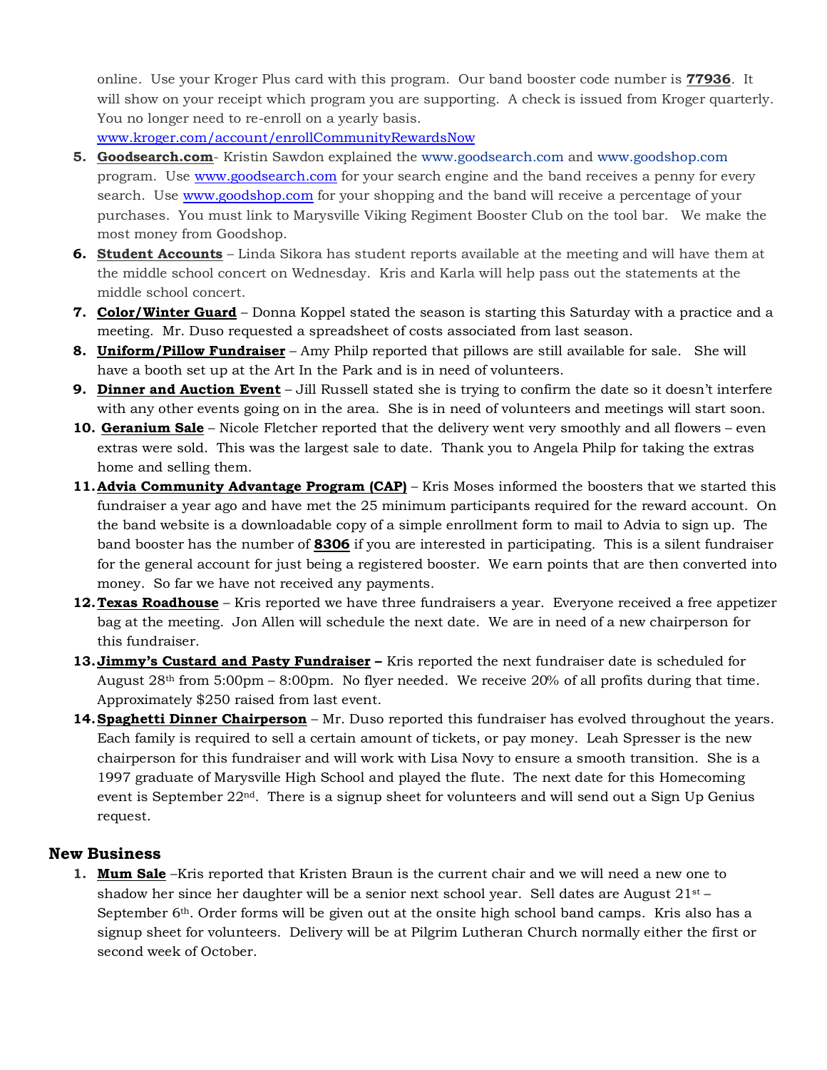online. Use your Kroger Plus card with this program. Our band booster code number is **77936**. It will show on your receipt which program you are supporting. A check is issued from Kroger quarterly. You no longer need to re-enroll on a yearly basis.
www.kroger.com/account/enrollCommunityRewardsNow

5. **Goodsearch.com**- Kristin Sawdon explained the www.goodsearch.com and www.goodshop.com program. Use www.goodsearch.com for your search engine and the band receives a penny for every search. Use www.goodshop.com for your shopping and the band will receive a percentage of your purchases. You must link to Marysville Viking Regiment Booster Club on the tool bar. We make the most money from Goodshop.
6. **Student Accounts** – Linda Sikora has student reports available at the meeting and will have them at the middle school concert on Wednesday. Kris and Karla will help pass out the statements at the middle school concert.
7. **Color/Winter Guard** – Donna Koppel stated the season is starting this Saturday with a practice and a meeting. Mr. Duso requested a spreadsheet of costs associated from last season.
8. **Uniform/Pillow Fundraiser** – Amy Philp reported that pillows are still available for sale. She will have a booth set up at the Art In the Park and is in need of volunteers.
9. **Dinner and Auction Event** – Jill Russell stated she is trying to confirm the date so it doesn't interfere with any other events going on in the area. She is in need of volunteers and meetings will start soon.
10. **Geranium Sale** – Nicole Fletcher reported that the delivery went very smoothly and all flowers – even extras were sold. This was the largest sale to date. Thank you to Angela Philp for taking the extras home and selling them.
11. **Advia Community Advantage Program (CAP)** – Kris Moses informed the boosters that we started this fundraiser a year ago and have met the 25 minimum participants required for the reward account. On the band website is a downloadable copy of a simple enrollment form to mail to Advia to sign up. The band booster has the number of **8306** if you are interested in participating. This is a silent fundraiser for the general account for just being a registered booster. We earn points that are then converted into money. So far we have not received any payments.
12. **Texas Roadhouse** – Kris reported we have three fundraisers a year. Everyone received a free appetizer bag at the meeting. Jon Allen will schedule the next date. We are in need of a new chairperson for this fundraiser.
13. **Jimmy's Custard and Pasty Fundraiser –** Kris reported the next fundraiser date is scheduled for August 28th from 5:00pm – 8:00pm. No flyer needed. We receive 20% of all profits during that time. Approximately $250 raised from last event.
14. **Spaghetti Dinner Chairperson** – Mr. Duso reported this fundraiser has evolved throughout the years. Each family is required to sell a certain amount of tickets, or pay money. Leah Spresser is the new chairperson for this fundraiser and will work with Lisa Novy to ensure a smooth transition. She is a 1997 graduate of Marysville High School and played the flute. The next date for this Homecoming event is September 22nd. There is a signup sheet for volunteers and will send out a Sign Up Genius request.

## New Business

1. **Mum Sale** –Kris reported that Kristen Braun is the current chair and we will need a new one to shadow her since her daughter will be a senior next school year. Sell dates are August 21st – September 6th. Order forms will be given out at the onsite high school band camps. Kris also has a signup sheet for volunteers. Delivery will be at Pilgrim Lutheran Church normally either the first or second week of October.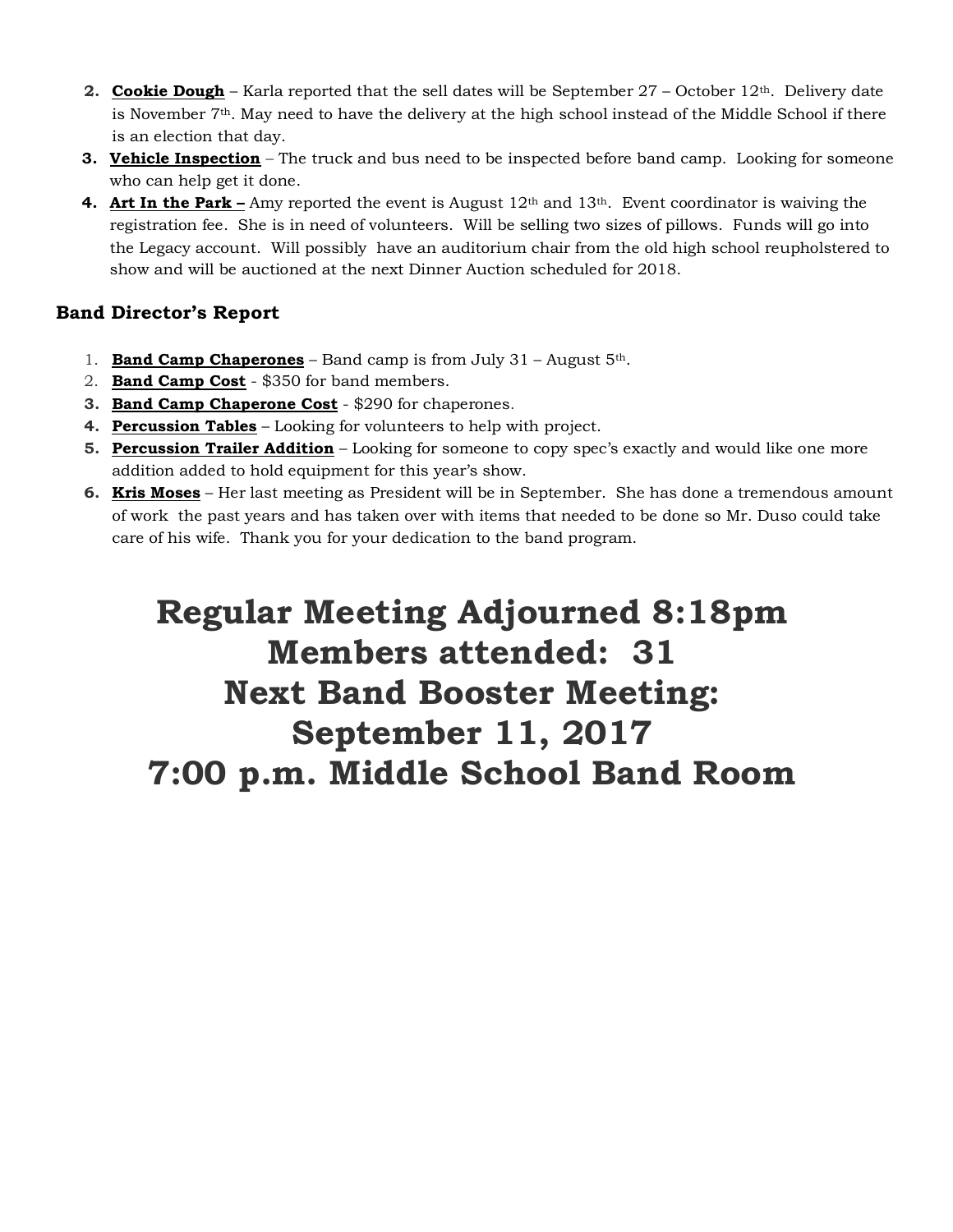2. **Cookie Dough** – Karla reported that the sell dates will be September 27 – October 12th. Delivery date is November 7th. May need to have the delivery at the high school instead of the Middle School if there is an election that day.
3. **Vehicle Inspection** – The truck and bus need to be inspected before band camp. Looking for someone who can help get it done.
4. **Art In the Park –** Amy reported the event is August 12th and 13th. Event coordinator is waiving the registration fee. She is in need of volunteers. Will be selling two sizes of pillows. Funds will go into the Legacy account. Will possibly have an auditorium chair from the old high school reupholstered to show and will be auctioned at the next Dinner Auction scheduled for 2018.

### Band Director's Report

1. **Band Camp Chaperones** – Band camp is from July 31 – August 5th.
2. **Band Camp Cost** - $350 for band members.
3. **Band Camp Chaperone Cost** - $290 for chaperones.
4. **Percussion Tables** – Looking for volunteers to help with project.
5. **Percussion Trailer Addition** – Looking for someone to copy spec's exactly and would like one more addition added to hold equipment for this year's show.
6. **Kris Moses** – Her last meeting as President will be in September. She has done a tremendous amount of work the past years and has taken over with items that needed to be done so Mr. Duso could take care of his wife. Thank you for your dedication to the band program.

# Regular Meeting Adjourned 8:18pm
# Members attended: 31
# Next Band Booster Meeting:
# September 11, 2017
# 7:00 p.m. Middle School Band Room